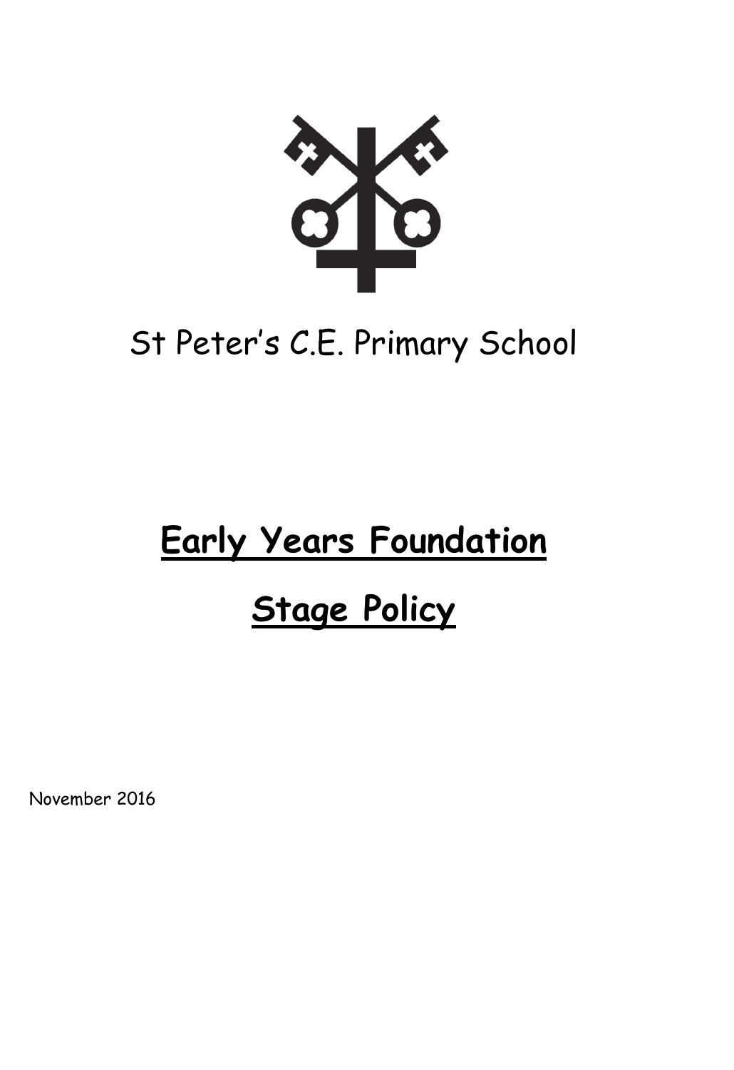St Peter's C.E. Primary School

# Early Years Foundation Stage Policy

November 2016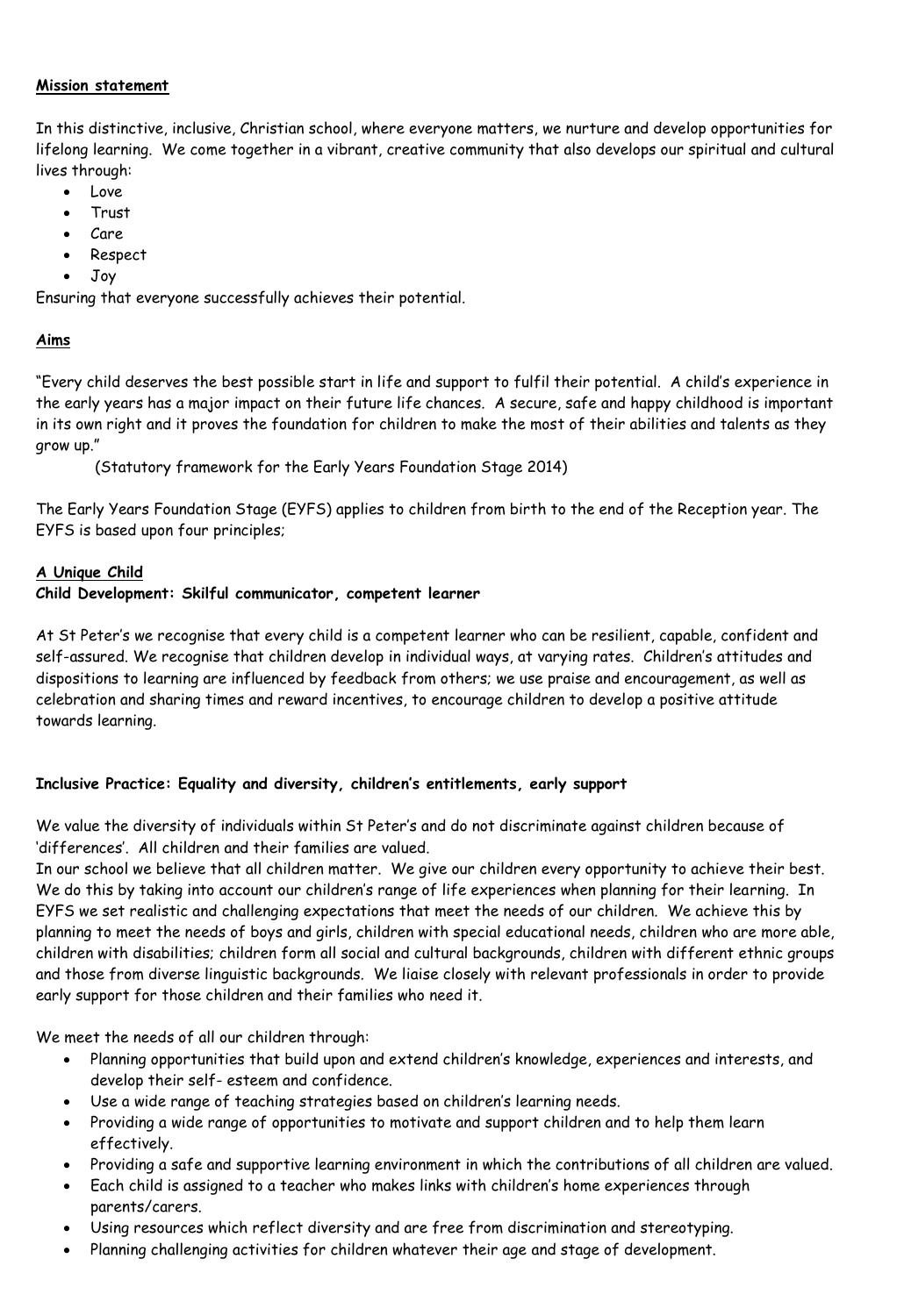**Mission statement**

In this distinctive, inclusive, Christian school, where everyone matters, we nurture and develop opportunities for lifelong learning. We come together in a vibrant, creative community that also develops our spiritual and cultural lives through:

- Love
- Trust
- Care
- Respect
- Joy

Ensuring that everyone successfully achieves their potential.

**Aims**

"Every child deserves the best possible start in life and support to fulfil their potential. A child's experience in the early years has a major impact on their future life chances. A secure, safe and happy childhood is important in its own right and it proves the foundation for children to make the most of their abilities and talents as they grow up."

(Statutory framework for the Early Years Foundation Stage 2014)

The Early Years Foundation Stage (EYFS) applies to children from birth to the end of the Reception year. The EYFS is based upon four principles;

**A Unique Child**

**Child Development: Skilful communicator, competent learner**

At St Peter's we recognise that every child is a competent learner who can be resilient, capable, confident and self-assured. We recognise that children develop in individual ways, at varying rates. Children's attitudes and dispositions to learning are influenced by feedback from others; we use praise and encouragement, as well as celebration and sharing times and reward incentives, to encourage children to develop a positive attitude towards learning.

**Inclusive Practice: Equality and diversity, children's entitlements, early support**

We value the diversity of individuals within St Peter's and do not discriminate against children because of 'differences'. All children and their families are valued.

In our school we believe that all children matter. We give our children every opportunity to achieve their best. We do this by taking into account our children's range of life experiences when planning for their learning. In EYFS we set realistic and challenging expectations that meet the needs of our children. We achieve this by planning to meet the needs of boys and girls, children with special educational needs, children who are more able, children with disabilities; children form all social and cultural backgrounds, children with different ethnic groups and those from diverse linguistic backgrounds. We liaise closely with relevant professionals in order to provide early support for those children and their families who need it.

We meet the needs of all our children through:

- Planning opportunities that build upon and extend children's knowledge, experiences and interests, and develop their self- esteem and confidence.
- Use a wide range of teaching strategies based on children's learning needs.
- Providing a wide range of opportunities to motivate and support children and to help them learn effectively.
- Providing a safe and supportive learning environment in which the contributions of all children are valued.
- Each child is assigned to a teacher who makes links with children's home experiences through parents/carers.
- Using resources which reflect diversity and are free from discrimination and stereotyping.
- Planning challenging activities for children whatever their age and stage of development.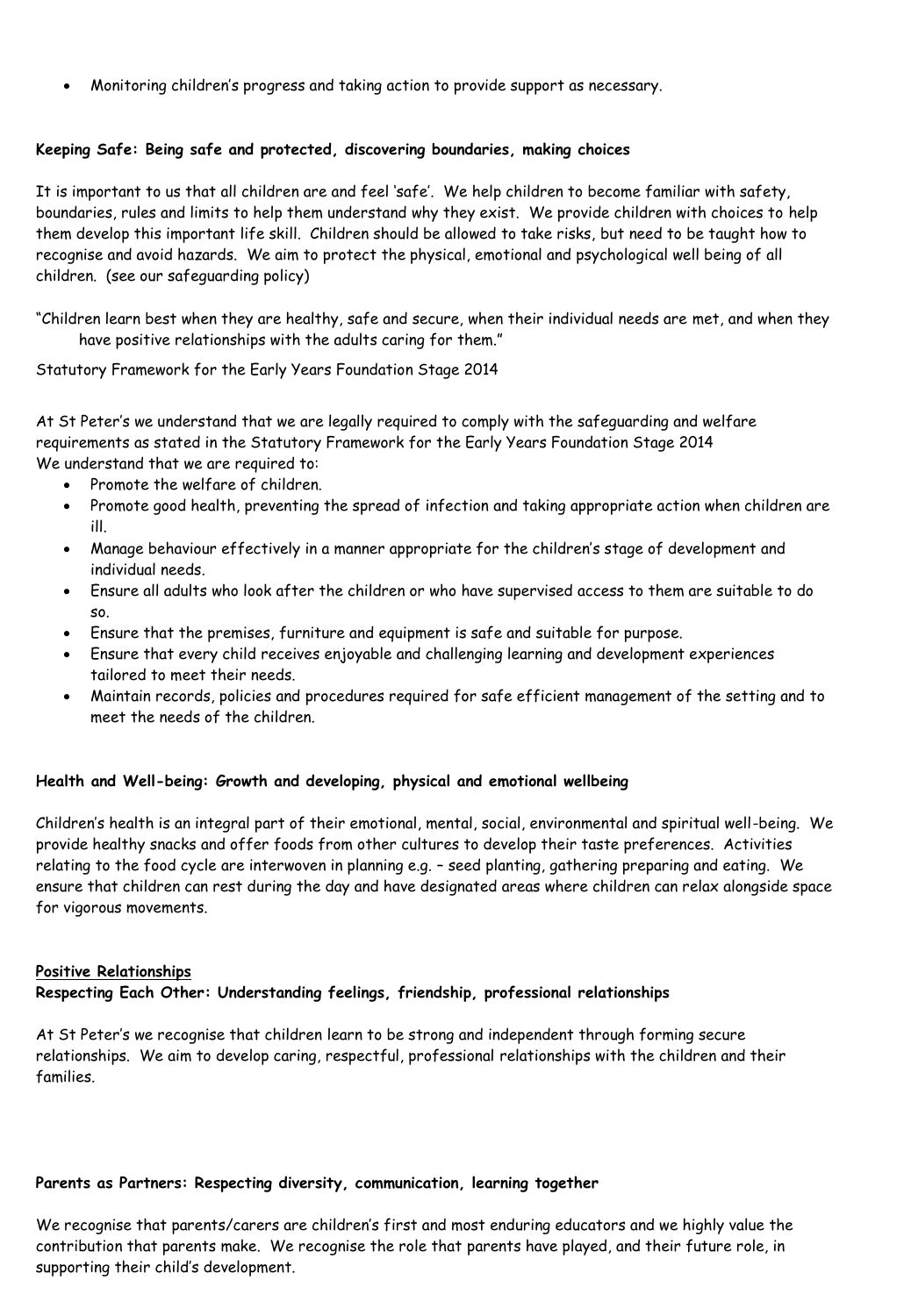- Monitoring children's progress and taking action to provide support as necessary.

**Keeping Safe: Being safe and protected, discovering boundaries, making choices**

It is important to us that all children are and feel 'safe'. We help children to become familiar with safety, boundaries, rules and limits to help them understand why they exist. We provide children with choices to help them develop this important life skill. Children should be allowed to take risks, but need to be taught how to recognise and avoid hazards. We aim to protect the physical, emotional and psychological well being of all children. (see our safeguarding policy)

"Children learn best when they are healthy, safe and secure, when their individual needs are met, and when they have positive relationships with the adults caring for them."

Statutory Framework for the Early Years Foundation Stage 2014

At St Peter's we understand that we are legally required to comply with the safeguarding and welfare requirements as stated in the Statutory Framework for the Early Years Foundation Stage 2014
We understand that we are required to:

- Promote the welfare of children.
- Promote good health, preventing the spread of infection and taking appropriate action when children are ill.
- Manage behaviour effectively in a manner appropriate for the children's stage of development and individual needs.
- Ensure all adults who look after the children or who have supervised access to them are suitable to do so.
- Ensure that the premises, furniture and equipment is safe and suitable for purpose.
- Ensure that every child receives enjoyable and challenging learning and development experiences tailored to meet their needs.
- Maintain records, policies and procedures required for safe efficient management of the setting and to meet the needs of the children.

**Health and Well-being: Growth and developing, physical and emotional wellbeing**

Children's health is an integral part of their emotional, mental, social, environmental and spiritual well-being. We provide healthy snacks and offer foods from other cultures to develop their taste preferences. Activities relating to the food cycle are interwoven in planning e.g. – seed planting, gathering preparing and eating. We ensure that children can rest during the day and have designated areas where children can relax alongside space for vigorous movements.

**Positive Relationships**

**Respecting Each Other: Understanding feelings, friendship, professional relationships**

At St Peter's we recognise that children learn to be strong and independent through forming secure relationships. We aim to develop caring, respectful, professional relationships with the children and their families.

**Parents as Partners: Respecting diversity, communication, learning together**

We recognise that parents/carers are children's first and most enduring educators and we highly value the contribution that parents make. We recognise the role that parents have played, and their future role, in supporting their child's development.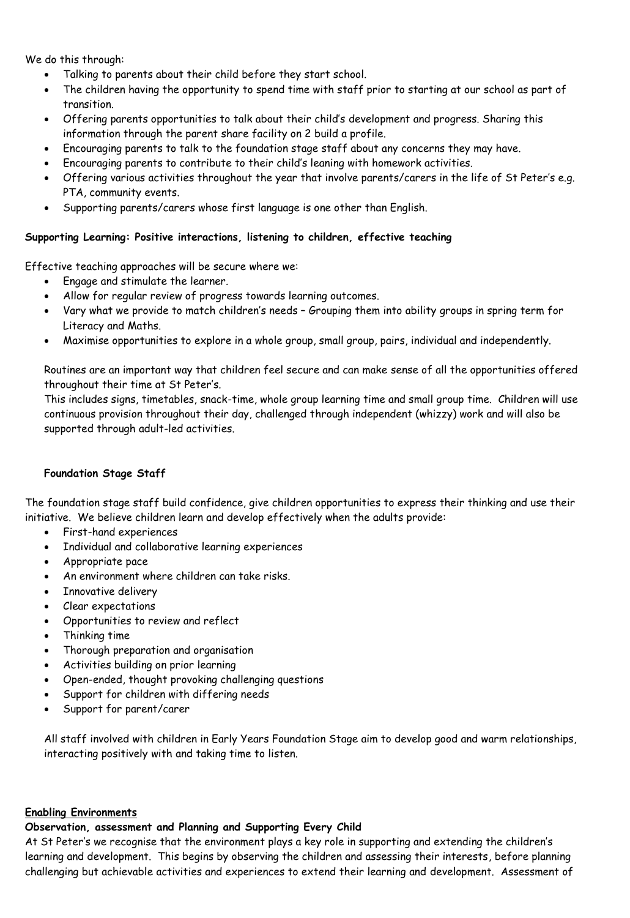We do this through:

- Talking to parents about their child before they start school.
- The children having the opportunity to spend time with staff prior to starting at our school as part of transition.
- Offering parents opportunities to talk about their child's development and progress. Sharing this information through the parent share facility on 2 build a profile.
- Encouraging parents to talk to the foundation stage staff about any concerns they may have.
- Encouraging parents to contribute to their child's leaning with homework activities.
- Offering various activities throughout the year that involve parents/carers in the life of St Peter's e.g. PTA, community events.
- Supporting parents/carers whose first language is one other than English.

**Supporting Learning: Positive interactions, listening to children, effective teaching**

Effective teaching approaches will be secure where we:

- Engage and stimulate the learner.
- Allow for regular review of progress towards learning outcomes.
- Vary what we provide to match children's needs – Grouping them into ability groups in spring term for Literacy and Maths.
- Maximise opportunities to explore in a whole group, small group, pairs, individual and independently.

Routines are an important way that children feel secure and can make sense of all the opportunities offered throughout their time at St Peter's.
This includes signs, timetables, snack-time, whole group learning time and small group time. Children will use continuous provision throughout their day, challenged through independent (whizzy) work and will also be supported through adult-led activities.

**Foundation Stage Staff**

The foundation stage staff build confidence, give children opportunities to express their thinking and use their initiative. We believe children learn and develop effectively when the adults provide:

- First-hand experiences
- Individual and collaborative learning experiences
- Appropriate pace
- An environment where children can take risks.
- Innovative delivery
- Clear expectations
- Opportunities to review and reflect
- Thinking time
- Thorough preparation and organisation
- Activities building on prior learning
- Open-ended, thought provoking challenging questions
- Support for children with differing needs
- Support for parent/carer

All staff involved with children in Early Years Foundation Stage aim to develop good and warm relationships, interacting positively with and taking time to listen.

**Enabling Environments**

**Observation, assessment and Planning and Supporting Every Child**

At St Peter's we recognise that the environment plays a key role in supporting and extending the children's learning and development. This begins by observing the children and assessing their interests, before planning challenging but achievable activities and experiences to extend their learning and development. Assessment of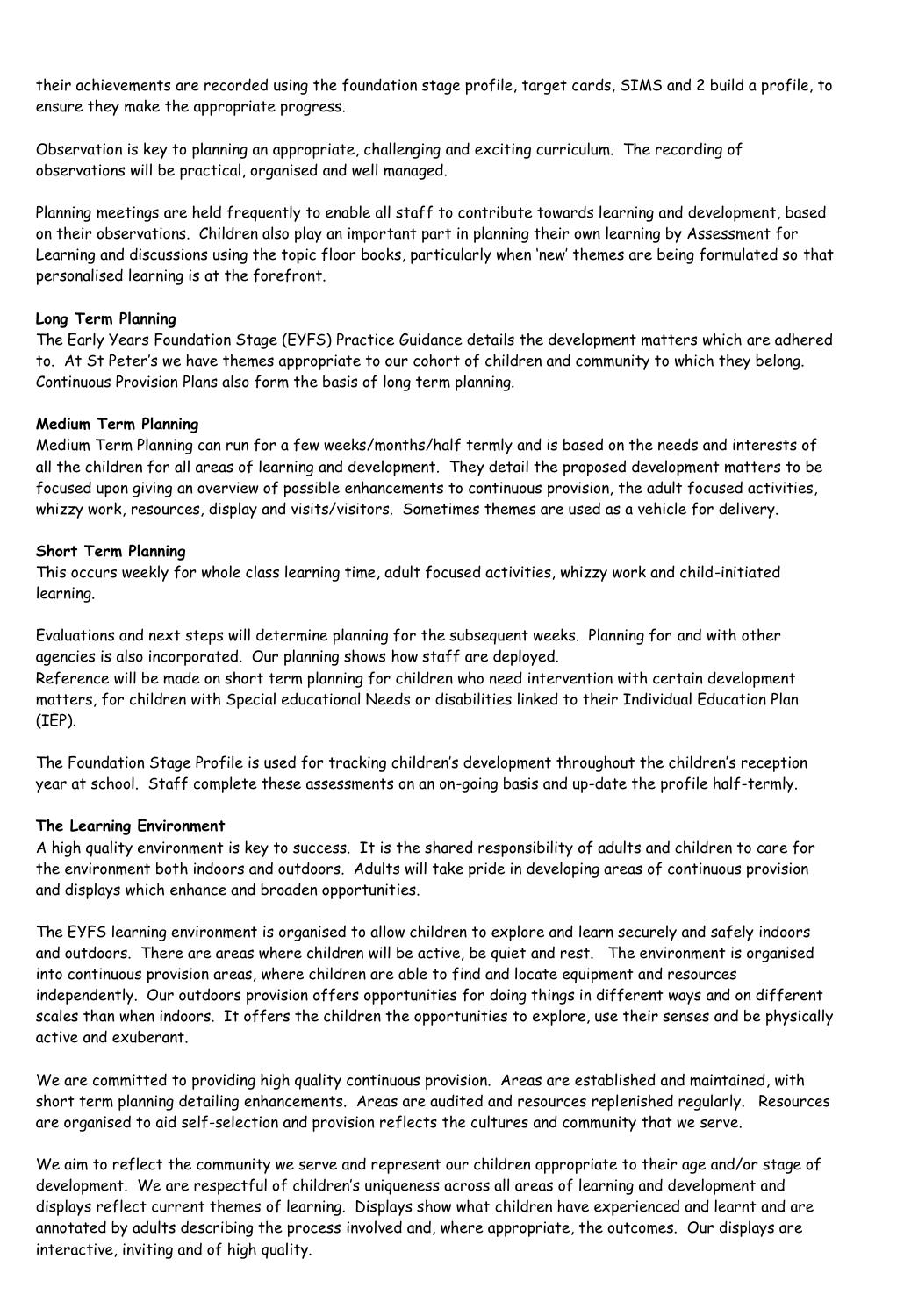their achievements are recorded using the foundation stage profile, target cards, SIMS and 2 build a profile, to ensure they make the appropriate progress.

Observation is key to planning an appropriate, challenging and exciting curriculum. The recording of observations will be practical, organised and well managed.

Planning meetings are held frequently to enable all staff to contribute towards learning and development, based on their observations. Children also play an important part in planning their own learning by Assessment for Learning and discussions using the topic floor books, particularly when 'new' themes are being formulated so that personalised learning is at the forefront.

**Long Term Planning**
The Early Years Foundation Stage (EYFS) Practice Guidance details the development matters which are adhered to. At St Peter's we have themes appropriate to our cohort of children and community to which they belong. Continuous Provision Plans also form the basis of long term planning.

**Medium Term Planning**
Medium Term Planning can run for a few weeks/months/half termly and is based on the needs and interests of all the children for all areas of learning and development. They detail the proposed development matters to be focused upon giving an overview of possible enhancements to continuous provision, the adult focused activities, whizzy work, resources, display and visits/visitors. Sometimes themes are used as a vehicle for delivery.

**Short Term Planning**
This occurs weekly for whole class learning time, adult focused activities, whizzy work and child-initiated learning.

Evaluations and next steps will determine planning for the subsequent weeks. Planning for and with other agencies is also incorporated. Our planning shows how staff are deployed.
Reference will be made on short term planning for children who need intervention with certain development matters, for children with Special educational Needs or disabilities linked to their Individual Education Plan (IEP).

The Foundation Stage Profile is used for tracking children's development throughout the children's reception year at school. Staff complete these assessments on an on-going basis and up-date the profile half-termly.

**The Learning Environment**
A high quality environment is key to success. It is the shared responsibility of adults and children to care for the environment both indoors and outdoors. Adults will take pride in developing areas of continuous provision and displays which enhance and broaden opportunities.

The EYFS learning environment is organised to allow children to explore and learn securely and safely indoors and outdoors. There are areas where children will be active, be quiet and rest. The environment is organised into continuous provision areas, where children are able to find and locate equipment and resources independently. Our outdoors provision offers opportunities for doing things in different ways and on different scales than when indoors. It offers the children the opportunities to explore, use their senses and be physically active and exuberant.

We are committed to providing high quality continuous provision. Areas are established and maintained, with short term planning detailing enhancements. Areas are audited and resources replenished regularly. Resources are organised to aid self-selection and provision reflects the cultures and community that we serve.

We aim to reflect the community we serve and represent our children appropriate to their age and/or stage of development. We are respectful of children's uniqueness across all areas of learning and development and displays reflect current themes of learning. Displays show what children have experienced and learnt and are annotated by adults describing the process involved and, where appropriate, the outcomes. Our displays are interactive, inviting and of high quality.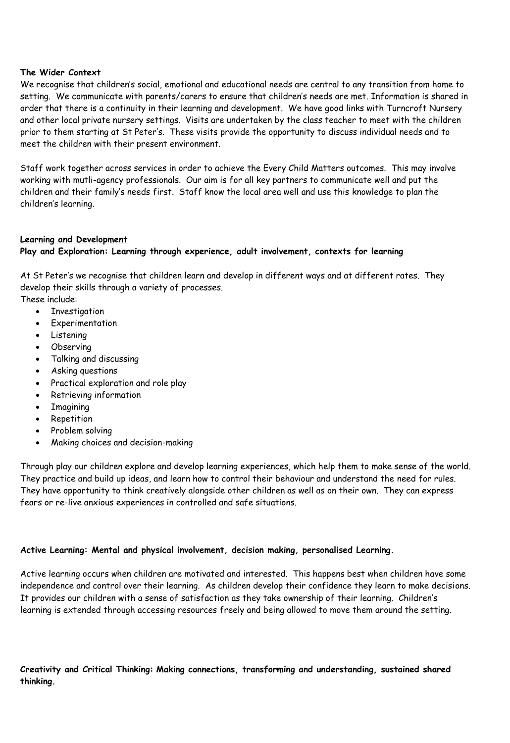**The Wider Context**

We recognise that children's social, emotional and educational needs are central to any transition from home to setting. We communicate with parents/carers to ensure that children's needs are met. Information is shared in order that there is a continuity in their learning and development. We have good links with Turncroft Nursery and other local private nursery settings. Visits are undertaken by the class teacher to meet with the children prior to them starting at St Peter's. These visits provide the opportunity to discuss individual needs and to meet the children with their present environment.

Staff work together across services in order to achieve the Every Child Matters outcomes. This may involve working with mutli-agency professionals. Our aim is for all key partners to communicate well and put the children and their family's needs first. Staff know the local area well and use this knowledge to plan the children's learning.

## Learning and Development

**Play and Exploration: Learning through experience, adult involvement, contexts for learning**

At St Peter's we recognise that children learn and develop in different ways and at different rates. They develop their skills through a variety of processes.

These include:

- Investigation
- Experimentation
- Listening
- Observing
- Talking and discussing
- Asking questions
- Practical exploration and role play
- Retrieving information
- Imagining
- Repetition
- Problem solving
- Making choices and decision-making

Through play our children explore and develop learning experiences, which help them to make sense of the world. They practice and build up ideas, and learn how to control their behaviour and understand the need for rules. They have opportunity to think creatively alongside other children as well as on their own. They can express fears or re-live anxious experiences in controlled and safe situations.

**Active Learning: Mental and physical involvement, decision making, personalised Learning.**

Active learning occurs when children are motivated and interested. This happens best when children have some independence and control over their learning. As children develop their confidence they learn to make decisions. It provides our children with a sense of satisfaction as they take ownership of their learning. Children's learning is extended through accessing resources freely and being allowed to move them around the setting.

**Creativity and Critical Thinking: Making connections, transforming and understanding, sustained shared thinking.**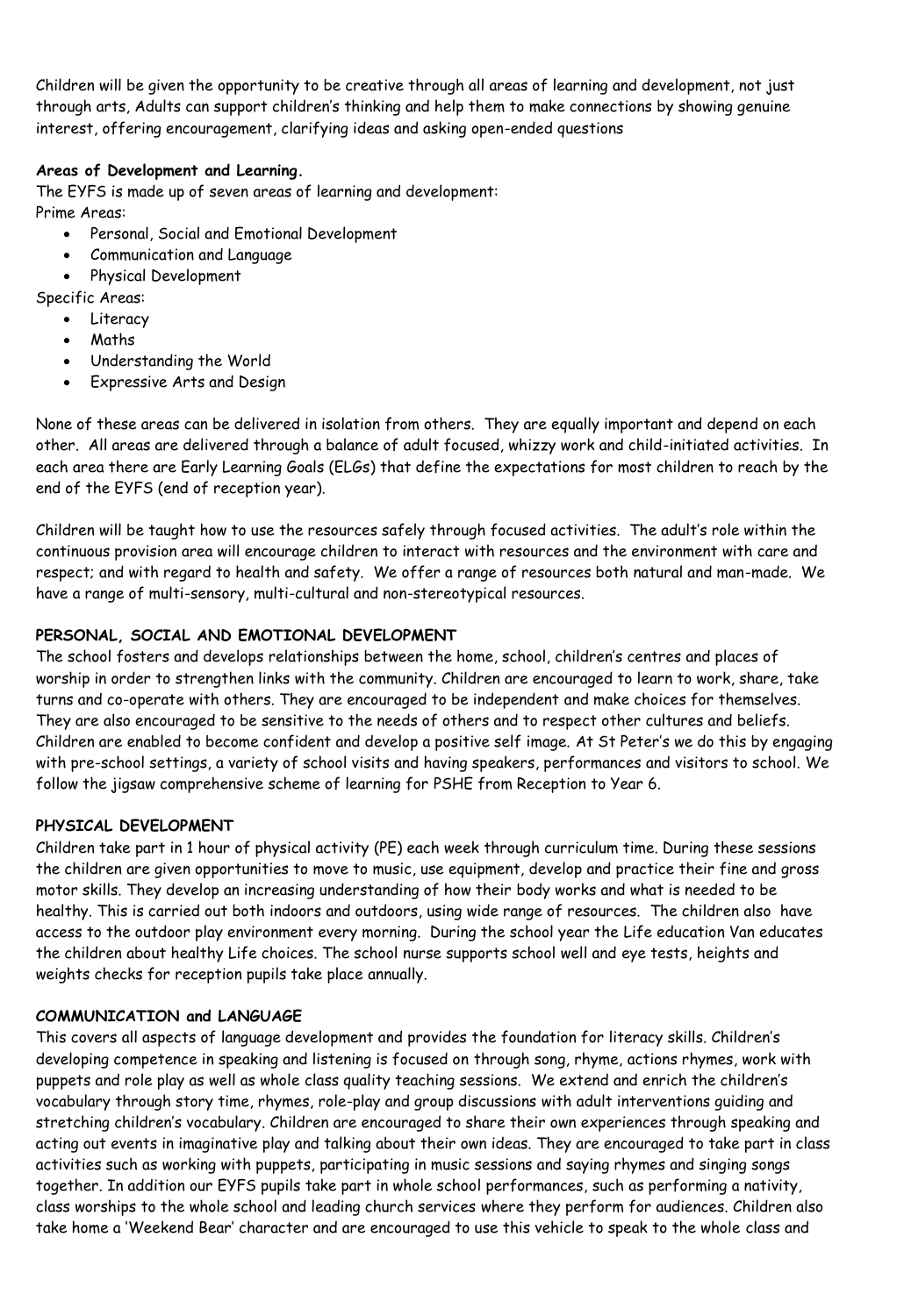Children will be given the opportunity to be creative through all areas of learning and development, not just through arts, Adults can support children's thinking and help them to make connections by showing genuine interest, offering encouragement, clarifying ideas and asking open-ended questions

**Areas of Development and Learning.**

The EYFS is made up of seven areas of learning and development:

Prime Areas:

- Personal, Social and Emotional Development
- Communication and Language
- Physical Development

Specific Areas:

- Literacy
- Maths
- Understanding the World
- Expressive Arts and Design

None of these areas can be delivered in isolation from others. They are equally important and depend on each other. All areas are delivered through a balance of adult focused, whizzy work and child-initiated activities. In each area there are Early Learning Goals (ELGs) that define the expectations for most children to reach by the end of the EYFS (end of reception year).

Children will be taught how to use the resources safely through focused activities. The adult's role within the continuous provision area will encourage children to interact with resources and the environment with care and respect; and with regard to health and safety. We offer a range of resources both natural and man-made. We have a range of multi-sensory, multi-cultural and non-stereotypical resources.

**PERSONAL, SOCIAL AND EMOTIONAL DEVELOPMENT**

The school fosters and develops relationships between the home, school, children's centres and places of worship in order to strengthen links with the community. Children are encouraged to learn to work, share, take turns and co-operate with others. They are encouraged to be independent and make choices for themselves. They are also encouraged to be sensitive to the needs of others and to respect other cultures and beliefs. Children are enabled to become confident and develop a positive self image. At St Peter's we do this by engaging with pre-school settings, a variety of school visits and having speakers, performances and visitors to school. We follow the jigsaw comprehensive scheme of learning for PSHE from Reception to Year 6.

**PHYSICAL DEVELOPMENT**

Children take part in 1 hour of physical activity (PE) each week through curriculum time. During these sessions the children are given opportunities to move to music, use equipment, develop and practice their fine and gross motor skills. They develop an increasing understanding of how their body works and what is needed to be healthy. This is carried out both indoors and outdoors, using wide range of resources. The children also have access to the outdoor play environment every morning. During the school year the Life education Van educates the children about healthy Life choices. The school nurse supports school well and eye tests, heights and weights checks for reception pupils take place annually.

**COMMUNICATION and LANGUAGE**

This covers all aspects of language development and provides the foundation for literacy skills. Children's developing competence in speaking and listening is focused on through song, rhyme, actions rhymes, work with puppets and role play as well as whole class quality teaching sessions. We extend and enrich the children's vocabulary through story time, rhymes, role-play and group discussions with adult interventions guiding and stretching children's vocabulary. Children are encouraged to share their own experiences through speaking and acting out events in imaginative play and talking about their own ideas. They are encouraged to take part in class activities such as working with puppets, participating in music sessions and saying rhymes and singing songs together. In addition our EYFS pupils take part in whole school performances, such as performing a nativity, class worships to the whole school and leading church services where they perform for audiences. Children also take home a 'Weekend Bear' character and are encouraged to use this vehicle to speak to the whole class and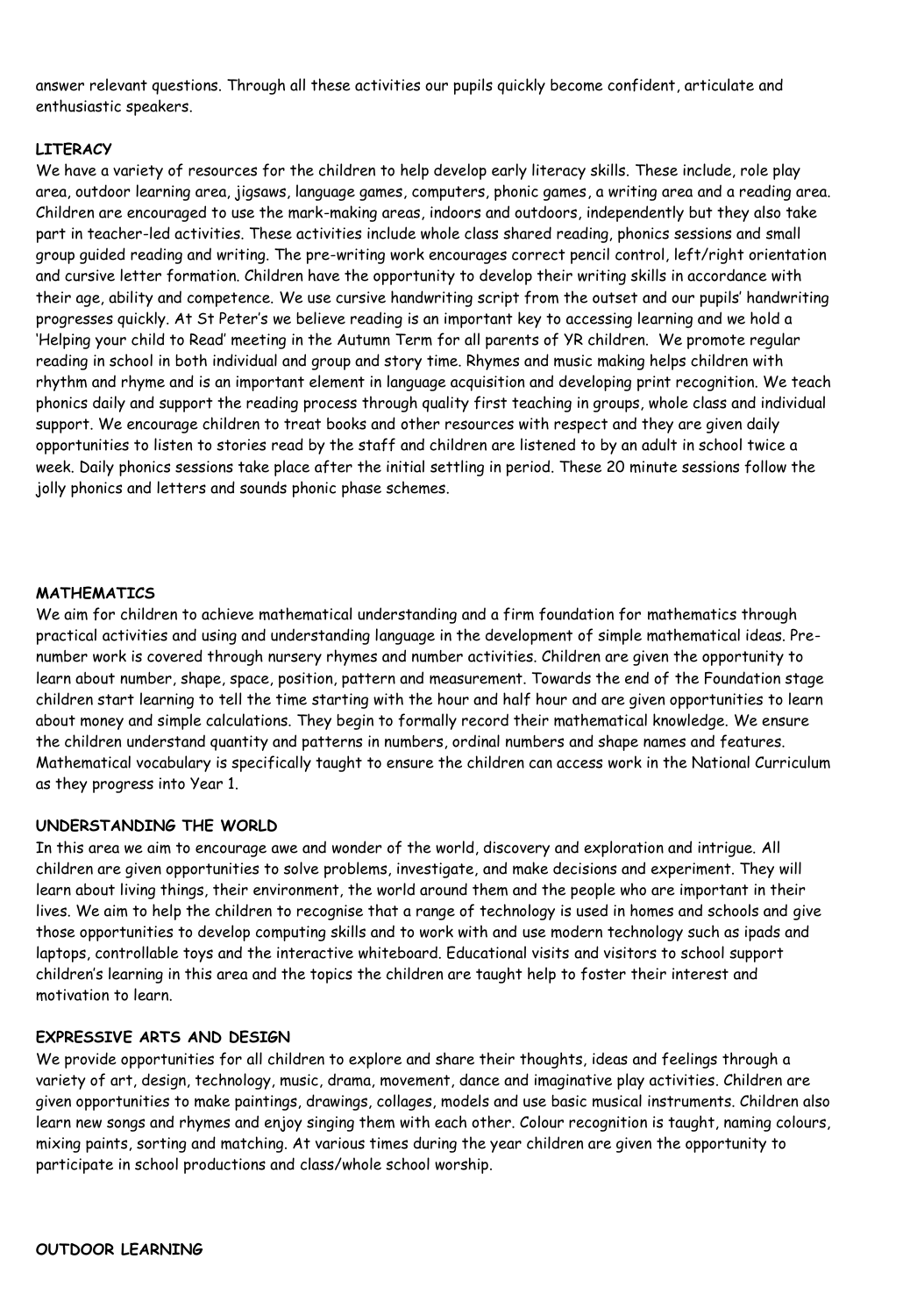answer relevant questions. Through all these activities our pupils quickly become confident, articulate and enthusiastic speakers.

**LITERACY**

We have a variety of resources for the children to help develop early literacy skills. These include, role play area, outdoor learning area, jigsaws, language games, computers, phonic games, a writing area and a reading area. Children are encouraged to use the mark-making areas, indoors and outdoors, independently but they also take part in teacher-led activities. These activities include whole class shared reading, phonics sessions and small group guided reading and writing. The pre-writing work encourages correct pencil control, left/right orientation and cursive letter formation. Children have the opportunity to develop their writing skills in accordance with their age, ability and competence. We use cursive handwriting script from the outset and our pupils' handwriting progresses quickly. At St Peter's we believe reading is an important key to accessing learning and we hold a 'Helping your child to Read' meeting in the Autumn Term for all parents of YR children. We promote regular reading in school in both individual and group and story time. Rhymes and music making helps children with rhythm and rhyme and is an important element in language acquisition and developing print recognition. We teach phonics daily and support the reading process through quality first teaching in groups, whole class and individual support. We encourage children to treat books and other resources with respect and they are given daily opportunities to listen to stories read by the staff and children are listened to by an adult in school twice a week. Daily phonics sessions take place after the initial settling in period. These 20 minute sessions follow the jolly phonics and letters and sounds phonic phase schemes.

**MATHEMATICS**

We aim for children to achieve mathematical understanding and a firm foundation for mathematics through practical activities and using and understanding language in the development of simple mathematical ideas. Pre-number work is covered through nursery rhymes and number activities. Children are given the opportunity to learn about number, shape, space, position, pattern and measurement. Towards the end of the Foundation stage children start learning to tell the time starting with the hour and half hour and are given opportunities to learn about money and simple calculations. They begin to formally record their mathematical knowledge. We ensure the children understand quantity and patterns in numbers, ordinal numbers and shape names and features. Mathematical vocabulary is specifically taught to ensure the children can access work in the National Curriculum as they progress into Year 1.

**UNDERSTANDING THE WORLD**

In this area we aim to encourage awe and wonder of the world, discovery and exploration and intrigue. All children are given opportunities to solve problems, investigate, and make decisions and experiment. They will learn about living things, their environment, the world around them and the people who are important in their lives. We aim to help the children to recognise that a range of technology is used in homes and schools and give those opportunities to develop computing skills and to work with and use modern technology such as ipads and laptops, controllable toys and the interactive whiteboard. Educational visits and visitors to school support children's learning in this area and the topics the children are taught help to foster their interest and motivation to learn.

**EXPRESSIVE ARTS AND DESIGN**

We provide opportunities for all children to explore and share their thoughts, ideas and feelings through a variety of art, design, technology, music, drama, movement, dance and imaginative play activities. Children are given opportunities to make paintings, drawings, collages, models and use basic musical instruments. Children also learn new songs and rhymes and enjoy singing them with each other. Colour recognition is taught, naming colours, mixing paints, sorting and matching. At various times during the year children are given the opportunity to participate in school productions and class/whole school worship.

**OUTDOOR LEARNING**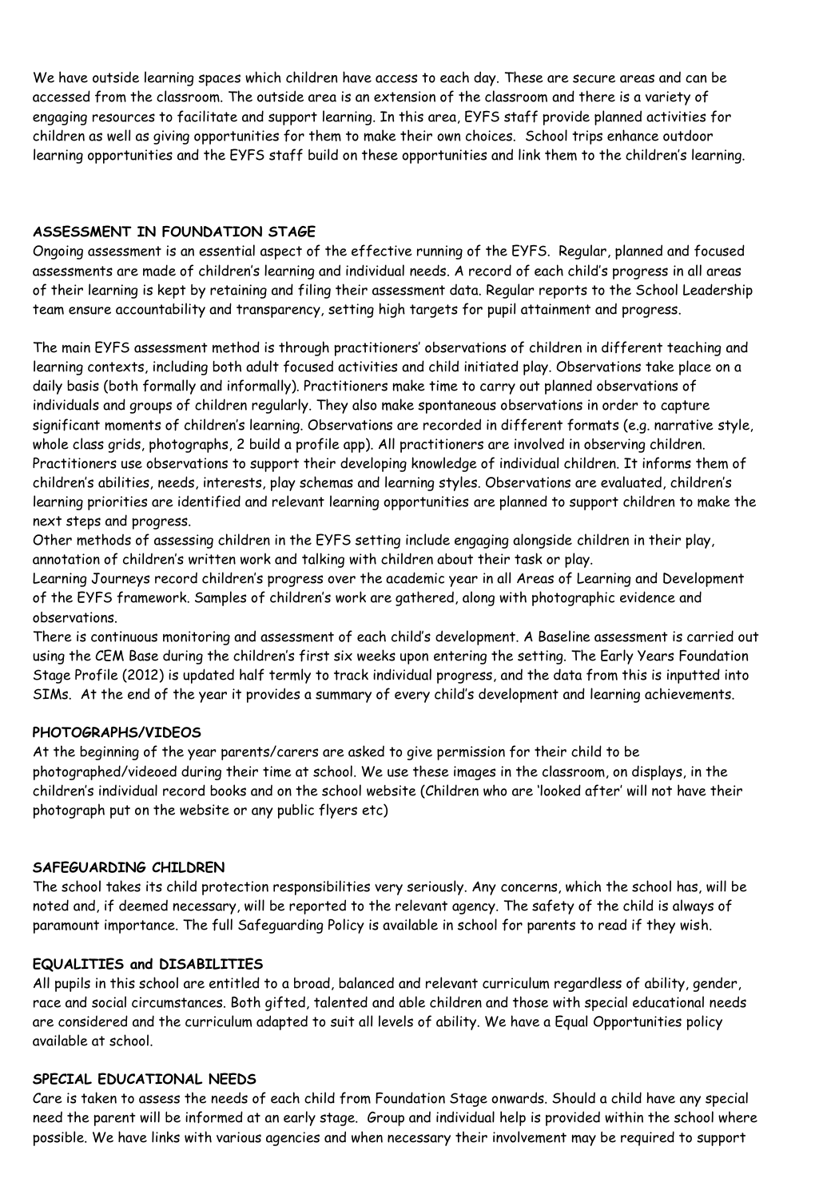We have outside learning spaces which children have access to each day. These are secure areas and can be accessed from the classroom. The outside area is an extension of the classroom and there is a variety of engaging resources to facilitate and support learning. In this area, EYFS staff provide planned activities for children as well as giving opportunities for them to make their own choices. School trips enhance outdoor learning opportunities and the EYFS staff build on these opportunities and link them to the children's learning.

**ASSESSMENT IN FOUNDATION STAGE**

Ongoing assessment is an essential aspect of the effective running of the EYFS. Regular, planned and focused assessments are made of children's learning and individual needs. A record of each child's progress in all areas of their learning is kept by retaining and filing their assessment data. Regular reports to the School Leadership team ensure accountability and transparency, setting high targets for pupil attainment and progress.

The main EYFS assessment method is through practitioners' observations of children in different teaching and learning contexts, including both adult focused activities and child initiated play. Observations take place on a daily basis (both formally and informally). Practitioners make time to carry out planned observations of individuals and groups of children regularly. They also make spontaneous observations in order to capture significant moments of children's learning. Observations are recorded in different formats (e.g. narrative style, whole class grids, photographs, 2 build a profile app). All practitioners are involved in observing children. Practitioners use observations to support their developing knowledge of individual children. It informs them of children's abilities, needs, interests, play schemas and learning styles. Observations are evaluated, children's learning priorities are identified and relevant learning opportunities are planned to support children to make the next steps and progress.

Other methods of assessing children in the EYFS setting include engaging alongside children in their play, annotation of children's written work and talking with children about their task or play.

Learning Journeys record children's progress over the academic year in all Areas of Learning and Development of the EYFS framework. Samples of children's work are gathered, along with photographic evidence and observations.

There is continuous monitoring and assessment of each child's development. A Baseline assessment is carried out using the CEM Base during the children's first six weeks upon entering the setting. The Early Years Foundation Stage Profile (2012) is updated half termly to track individual progress, and the data from this is inputted into SIMs. At the end of the year it provides a summary of every child's development and learning achievements.

**PHOTOGRAPHS/VIDEOS**

At the beginning of the year parents/carers are asked to give permission for their child to be photographed/videoed during their time at school. We use these images in the classroom, on displays, in the children's individual record books and on the school website (Children who are 'looked after' will not have their photograph put on the website or any public flyers etc)

**SAFEGUARDING CHILDREN**

The school takes its child protection responsibilities very seriously. Any concerns, which the school has, will be noted and, if deemed necessary, will be reported to the relevant agency. The safety of the child is always of paramount importance. The full Safeguarding Policy is available in school for parents to read if they wish.

**EQUALITIES and DISABILITIES**

All pupils in this school are entitled to a broad, balanced and relevant curriculum regardless of ability, gender, race and social circumstances. Both gifted, talented and able children and those with special educational needs are considered and the curriculum adapted to suit all levels of ability. We have a Equal Opportunities policy available at school.

**SPECIAL EDUCATIONAL NEEDS**

Care is taken to assess the needs of each child from Foundation Stage onwards. Should a child have any special need the parent will be informed at an early stage. Group and individual help is provided within the school where possible. We have links with various agencies and when necessary their involvement may be required to support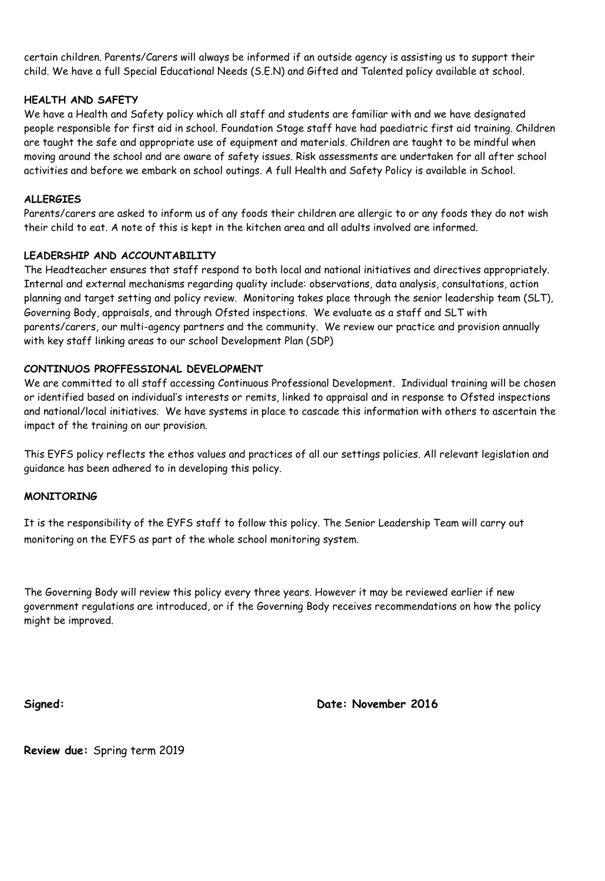certain children. Parents/Carers will always be informed if an outside agency is assisting us to support their child. We have a full Special Educational Needs (S.E.N) and Gifted and Talented policy available at school.

**HEALTH AND SAFETY**

We have a Health and Safety policy which all staff and students are familiar with and we have designated people responsible for first aid in school. Foundation Stage staff have had paediatric first aid training. Children are taught the safe and appropriate use of equipment and materials. Children are taught to be mindful when moving around the school and are aware of safety issues. Risk assessments are undertaken for all after school activities and before we embark on school outings. A full Health and Safety Policy is available in School.

**ALLERGIES**

Parents/carers are asked to inform us of any foods their children are allergic to or any foods they do not wish their child to eat. A note of this is kept in the kitchen area and all adults involved are informed.

**LEADERSHIP AND ACCOUNTABILITY**

The Headteacher ensures that staff respond to both local and national initiatives and directives appropriately. Internal and external mechanisms regarding quality include: observations, data analysis, consultations, action planning and target setting and policy review. Monitoring takes place through the senior leadership team (SLT), Governing Body, appraisals, and through Ofsted inspections. We evaluate as a staff and SLT with parents/carers, our multi-agency partners and the community. We review our practice and provision annually with key staff linking areas to our school Development Plan (SDP)

**CONTINUOS PROFFESSIONAL DEVELOPMENT**

We are committed to all staff accessing Continuous Professional Development. Individual training will be chosen or identified based on individual's interests or remits, linked to appraisal and in response to Ofsted inspections and national/local initiatives. We have systems in place to cascade this information with others to ascertain the impact of the training on our provision.

This EYFS policy reflects the ethos values and practices of all our settings policies. All relevant legislation and guidance has been adhered to in developing this policy.

**MONITORING**

It is the responsibility of the EYFS staff to follow this policy. The Senior Leadership Team will carry out monitoring on the EYFS as part of the whole school monitoring system.

The Governing Body will review this policy every three years. However it may be reviewed earlier if new government regulations are introduced, or if the Governing Body receives recommendations on how the policy might be improved.

**Signed:** **Date: November 2016**

**Review due:** Spring term 2019